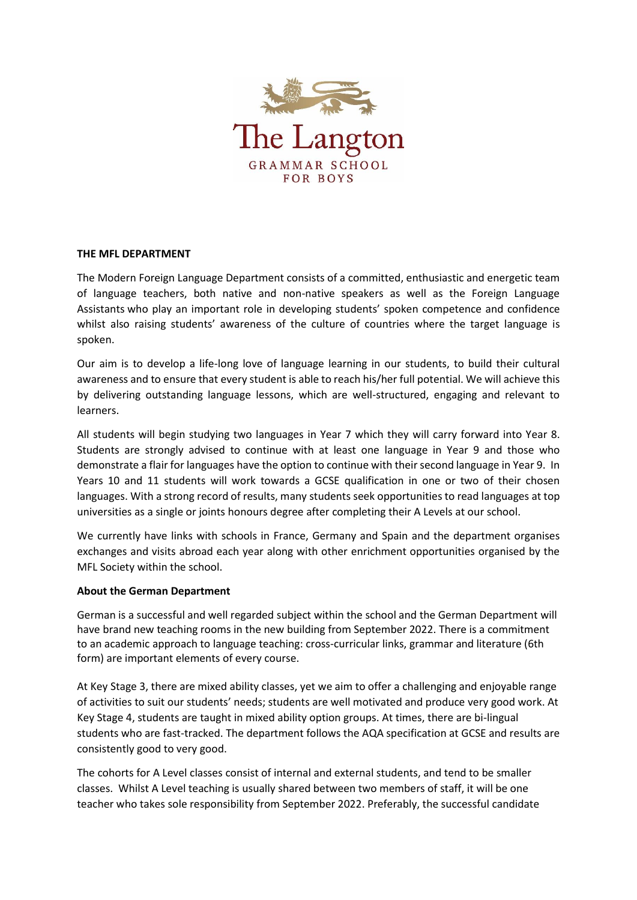The Langton
GRAMMAR SCHOOL
FOR BOYS

**THE MFL DEPARTMENT**

The Modern Foreign Language Department consists of a committed, enthusiastic and energetic team of language teachers, both native and non-native speakers as well as the Foreign Language Assistants who play an important role in developing students' spoken competence and confidence whilst also raising students' awareness of the culture of countries where the target language is spoken.

Our aim is to develop a life-long love of language learning in our students, to build their cultural awareness and to ensure that every student is able to reach his/her full potential. We will achieve this by delivering outstanding language lessons, which are well-structured, engaging and relevant to learners.

All students will begin studying two languages in Year 7 which they will carry forward into Year 8. Students are strongly advised to continue with at least one language in Year 9 and those who demonstrate a flair for languages have the option to continue with their second language in Year 9. In Years 10 and 11 students will work towards a GCSE qualification in one or two of their chosen languages. With a strong record of results, many students seek opportunities to read languages at top universities as a single or joints honours degree after completing their A Levels at our school.

We currently have links with schools in France, Germany and Spain and the department organises exchanges and visits abroad each year along with other enrichment opportunities organised by the MFL Society within the school.

**About the German Department**

German is a successful and well regarded subject within the school and the German Department will have brand new teaching rooms in the new building from September 2022. There is a commitment to an academic approach to language teaching: cross-curricular links, grammar and literature (6th form) are important elements of every course.

At Key Stage 3, there are mixed ability classes, yet we aim to offer a challenging and enjoyable range of activities to suit our students' needs; students are well motivated and produce very good work. At Key Stage 4, students are taught in mixed ability option groups. At times, there are bi-lingual students who are fast-tracked. The department follows the AQA specification at GCSE and results are consistently good to very good.

The cohorts for A Level classes consist of internal and external students, and tend to be smaller classes. Whilst A Level teaching is usually shared between two members of staff, it will be one teacher who takes sole responsibility from September 2022. Preferably, the successful candidate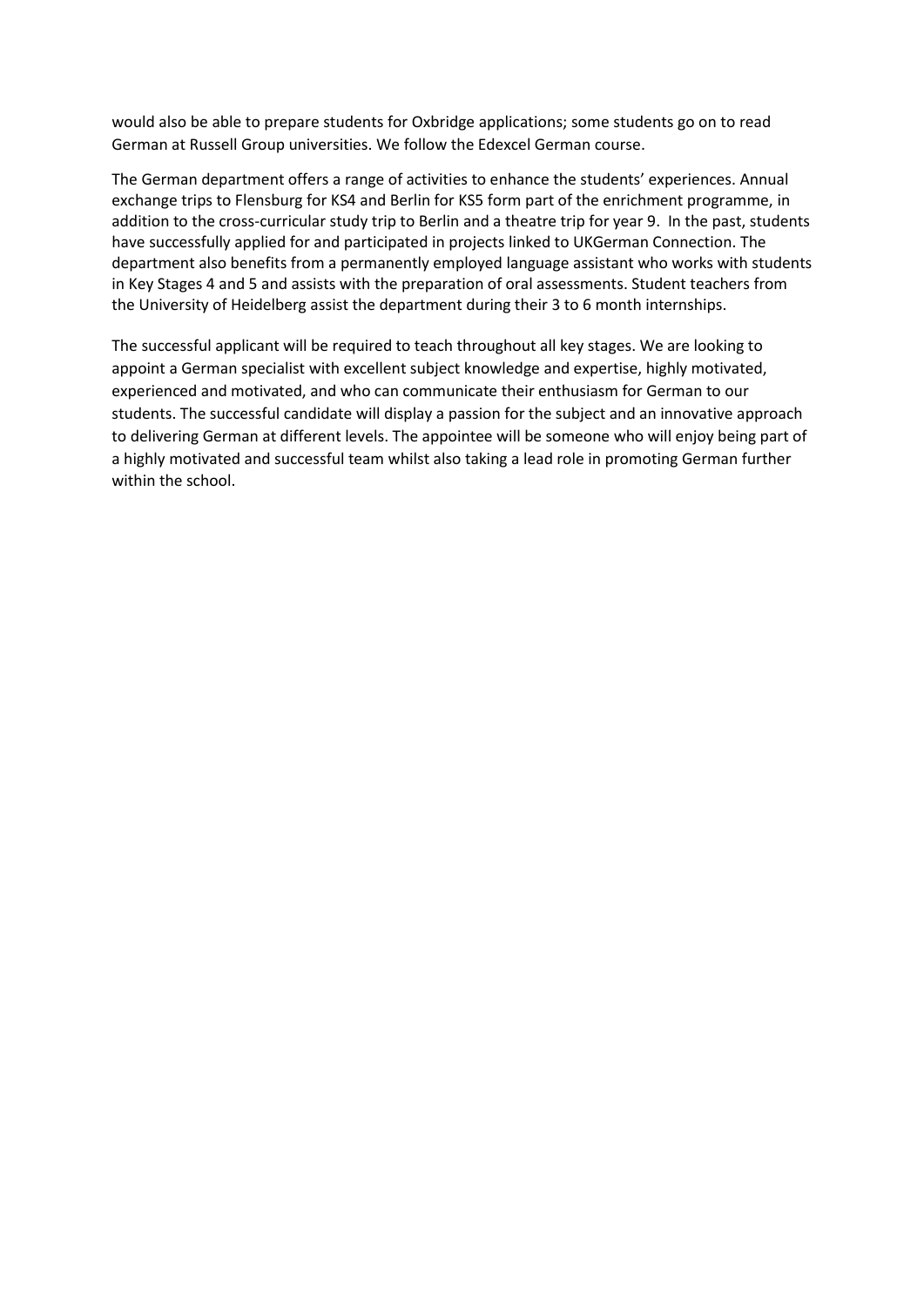would also be able to prepare students for Oxbridge applications; some students go on to read German at Russell Group universities. We follow the Edexcel German course.

The German department offers a range of activities to enhance the students' experiences. Annual exchange trips to Flensburg for KS4 and Berlin for KS5 form part of the enrichment programme, in addition to the cross-curricular study trip to Berlin and a theatre trip for year 9. In the past, students have successfully applied for and participated in projects linked to UKGerman Connection. The department also benefits from a permanently employed language assistant who works with students in Key Stages 4 and 5 and assists with the preparation of oral assessments. Student teachers from the University of Heidelberg assist the department during their 3 to 6 month internships.

The successful applicant will be required to teach throughout all key stages. We are looking to appoint a German specialist with excellent subject knowledge and expertise, highly motivated, experienced and motivated, and who can communicate their enthusiasm for German to our students. The successful candidate will display a passion for the subject and an innovative approach to delivering German at different levels. The appointee will be someone who will enjoy being part of a highly motivated and successful team whilst also taking a lead role in promoting German further within the school.